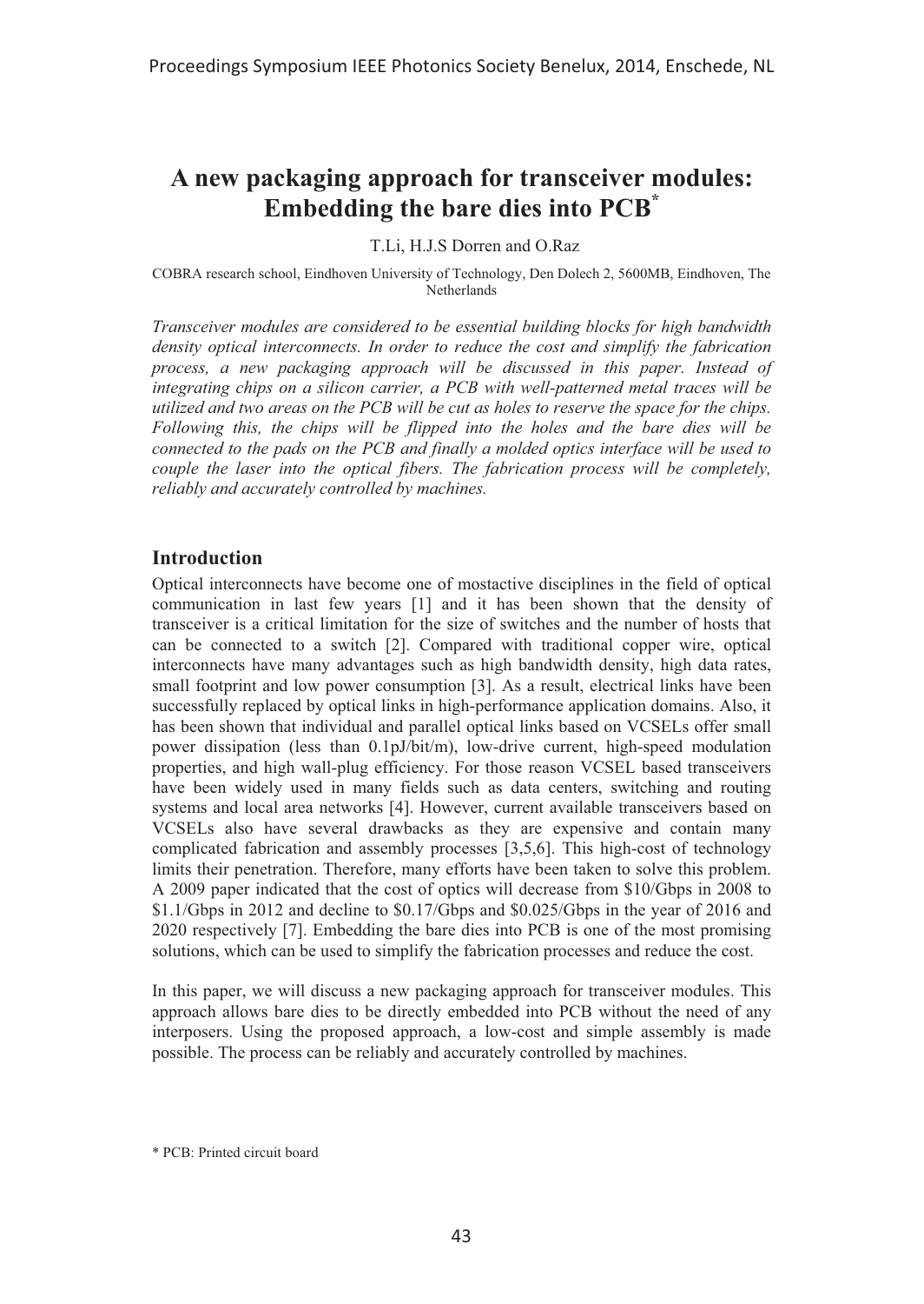# A new packaging approach for transceiver modules: Embedding the bare dies into PCB*

T.Li, H.J.S Dorren and O.Raz

COBRA research school, Eindhoven University of Technology, Den Dolech 2, 5600MB, Eindhoven, The Netherlands

*Transceiver modules are considered to be essential building blocks for high bandwidth density optical interconnects. In order to reduce the cost and simplify the fabrication process, a new packaging approach will be discussed in this paper. Instead of integrating chips on a silicon carrier, a PCB with well-patterned metal traces will be utilized and two areas on the PCB will be cut as holes to reserve the space for the chips. Following this, the chips will be flipped into the holes and the bare dies will be connected to the pads on the PCB and finally a molded optics interface will be used to couple the laser into the optical fibers. The fabrication process will be completely, reliably and accurately controlled by machines.*

## Introduction

Optical interconnects have become one of mostactive disciplines in the field of optical communication in last few years [1] and it has been shown that the density of transceiver is a critical limitation for the size of switches and the number of hosts that can be connected to a switch [2]. Compared with traditional copper wire, optical interconnects have many advantages such as high bandwidth density, high data rates, small footprint and low power consumption [3]. As a result, electrical links have been successfully replaced by optical links in high-performance application domains. Also, it has been shown that individual and parallel optical links based on VCSELs offer small power dissipation (less than 0.1pJ/bit/m), low-drive current, high-speed modulation properties, and high wall-plug efficiency. For those reason VCSEL based transceivers have been widely used in many fields such as data centers, switching and routing systems and local area networks [4]. However, current available transceivers based on VCSELs also have several drawbacks as they are expensive and contain many complicated fabrication and assembly processes [3,5,6]. This high-cost of technology limits their penetration. Therefore, many efforts have been taken to solve this problem. A 2009 paper indicated that the cost of optics will decrease from $10/Gbps in 2008 to $1.1/Gbps in 2012 and decline to $0.17/Gbps and $0.025/Gbps in the year of 2016 and 2020 respectively [7]. Embedding the bare dies into PCB is one of the most promising solutions, which can be used to simplify the fabrication processes and reduce the cost.

In this paper, we will discuss a new packaging approach for transceiver modules. This approach allows bare dies to be directly embedded into PCB without the need of any interposers. Using the proposed approach, a low-cost and simple assembly is made possible. The process can be reliably and accurately controlled by machines.

\* PCB: Printed circuit board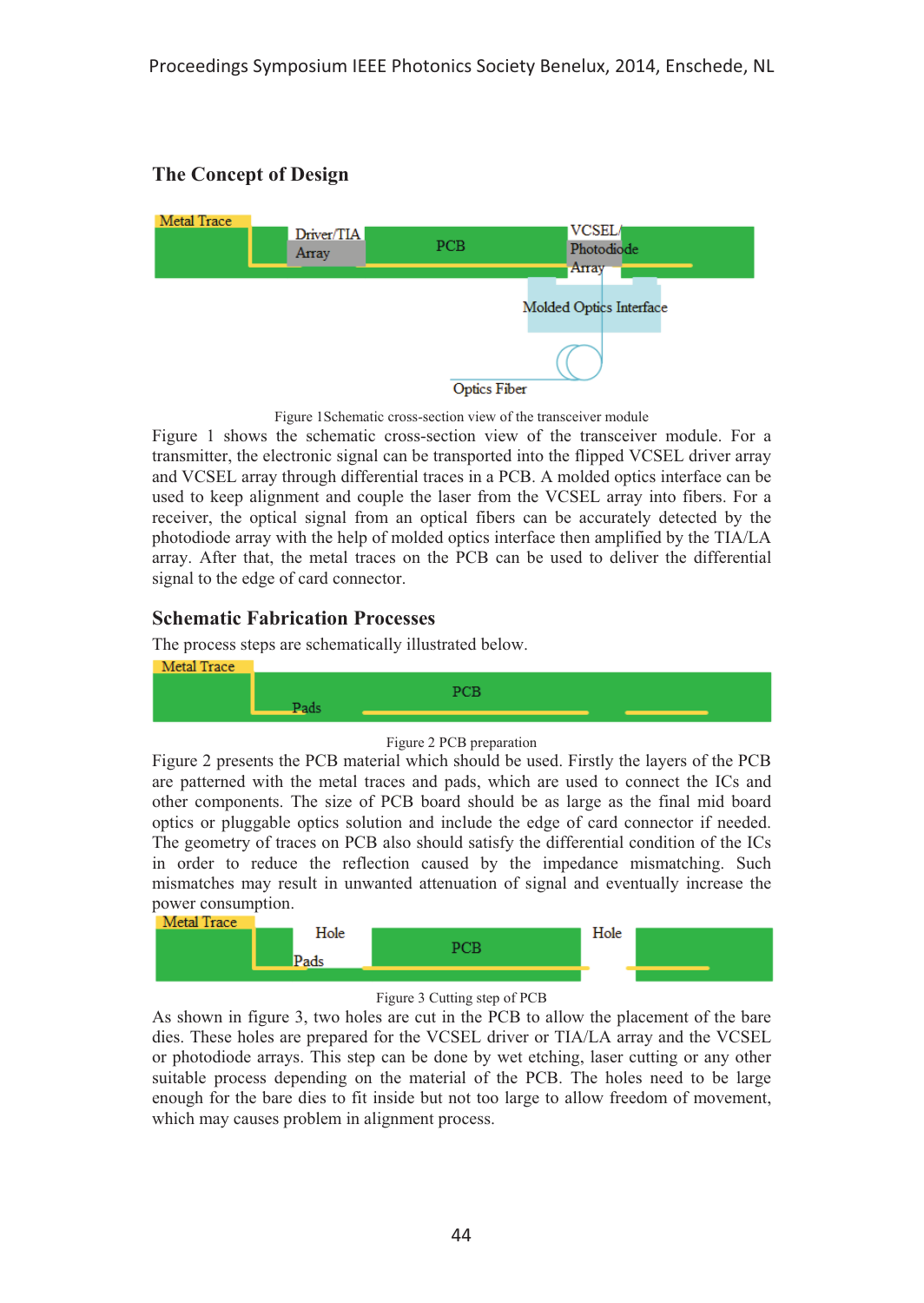## The Concept of Design

Figure 1Schematic cross-section view of the transceiver module

Figure 1 shows the schematic cross-section view of the transceiver module. For a transmitter, the electronic signal can be transported into the flipped VCSEL driver array and VCSEL array through differential traces in a PCB. A molded optics interface can be used to keep alignment and couple the laser from the VCSEL array into fibers. For a receiver, the optical signal from an optical fibers can be accurately detected by the photodiode array with the help of molded optics interface then amplified by the TIA/LA array. After that, the metal traces on the PCB can be used to deliver the differential signal to the edge of card connector.

## Schematic Fabrication Processes

The process steps are schematically illustrated below.

Figure 2 PCB preparation

Figure 2 presents the PCB material which should be used. Firstly the layers of the PCB are patterned with the metal traces and pads, which are used to connect the ICs and other components. The size of PCB board should be as large as the final mid board optics or pluggable optics solution and include the edge of card connector if needed. The geometry of traces on PCB also should satisfy the differential condition of the ICs in order to reduce the reflection caused by the impedance mismatching. Such mismatches may result in unwanted attenuation of signal and eventually increase the power consumption.

Figure 3 Cutting step of PCB

As shown in figure 3, two holes are cut in the PCB to allow the placement of the bare dies. These holes are prepared for the VCSEL driver or TIA/LA array and the VCSEL or photodiode arrays. This step can be done by wet etching, laser cutting or any other suitable process depending on the material of the PCB. The holes need to be large enough for the bare dies to fit inside but not too large to allow freedom of movement, which may causes problem in alignment process.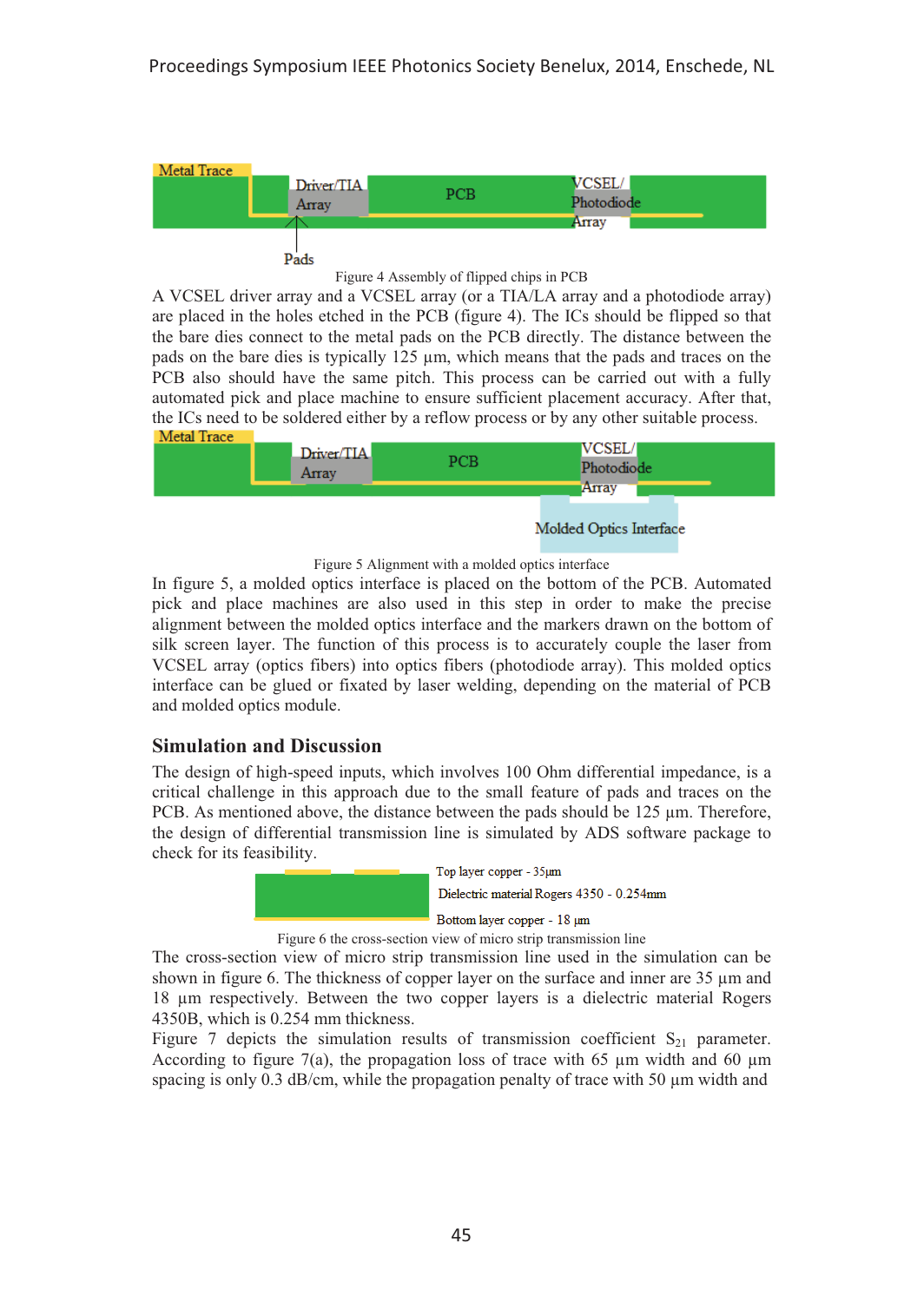Figure 4 Assembly of flipped chips in PCB

A VCSEL driver array and a VCSEL array (or a TIA/LA array and a photodiode array) are placed in the holes etched in the PCB (figure 4). The ICs should be flipped so that the bare dies connect to the metal pads on the PCB directly. The distance between the pads on the bare dies is typically 125 µm, which means that the pads and traces on the PCB also should have the same pitch. This process can be carried out with a fully automated pick and place machine to ensure sufficient placement accuracy. After that, the ICs need to be soldered either by a reflow process or by any other suitable process.

Figure 5 Alignment with a molded optics interface

In figure 5, a molded optics interface is placed on the bottom of the PCB. Automated pick and place machines are also used in this step in order to make the precise alignment between the molded optics interface and the markers drawn on the bottom of silk screen layer. The function of this process is to accurately couple the laser from VCSEL array (optics fibers) into optics fibers (photodiode array). This molded optics interface can be glued or fixated by laser welding, depending on the material of PCB and molded optics module.

## Simulation and Discussion

The design of high-speed inputs, which involves 100 Ohm differential impedance, is a critical challenge in this approach due to the small feature of pads and traces on the PCB. As mentioned above, the distance between the pads should be 125 µm. Therefore, the design of differential transmission line is simulated by ADS software package to check for its feasibility.

Figure 6 the cross-section view of micro strip transmission line

The cross-section view of micro strip transmission line used in the simulation can be shown in figure 6. The thickness of copper layer on the surface and inner are 35 µm and 18 µm respectively. Between the two copper layers is a dielectric material Rogers 4350B, which is 0.254 mm thickness.

Figure 7 depicts the simulation results of transmission coefficient $S_{21}$ parameter. According to figure 7(a), the propagation loss of trace with 65 µm width and 60 µm spacing is only 0.3 dB/cm, while the propagation penalty of trace with 50 µm width and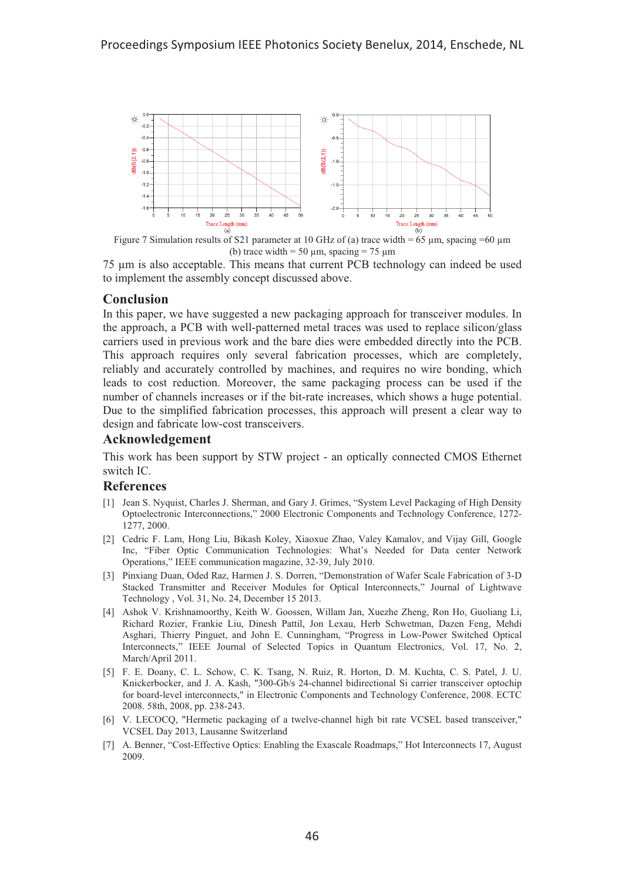dB(S(2,1))

0.0
-0.2
-0.4
-0.6
-0.8
-1.0
-1.2
-1.4
-1.6

0 5 10 15 20 25 30 35 40 45 50

Trace Length (mm)

(a)

dB(S(2,1))

0.0
-0.5
-1.0
-1.5
-2.0

0 5 10 15 20 25 30 35 40 45 50

Trace Length (mm)

(b)

Figure 7 Simulation results of S21 parameter at 10 GHz of (a) trace width = 65 µm, spacing =60 µm (b) trace width = 50 µm, spacing = 75 µm

75 µm is also acceptable. This means that current PCB technology can indeed be used to implement the assembly concept discussed above.

## Conclusion

In this paper, we have suggested a new packaging approach for transceiver modules. In the approach, a PCB with well-patterned metal traces was used to replace silicon/glass carriers used in previous work and the bare dies were embedded directly into the PCB. This approach requires only several fabrication processes, which are completely, reliably and accurately controlled by machines, and requires no wire bonding, which leads to cost reduction. Moreover, the same packaging process can be used if the number of channels increases or if the bit-rate increases, which shows a huge potential. Due to the simplified fabrication processes, this approach will present a clear way to design and fabricate low-cost transceivers.

## Acknowledgement

This work has been support by STW project - an optically connected CMOS Ethernet switch IC.

## References

[1] Jean S. Nyquist, Charles J. Sherman, and Gary J. Grimes, "System Level Packaging of High Density Optoelectronic Interconnections," 2000 Electronic Components and Technology Conference, 1272-1277, 2000.

[2] Cedric F. Lam, Hong Liu, Bikash Koley, Xiaoxue Zhao, Valey Kamalov, and Vijay Gill, Google Inc, "Fiber Optic Communication Technologies: What's Needed for Data center Network Operations," IEEE communication magazine, 32-39, July 2010.

[3] Pinxiang Duan, Oded Raz, Harmen J. S. Dorren, "Demonstration of Wafer Scale Fabrication of 3-D Stacked Transmitter and Receiver Modules for Optical Interconnects," Journal of Lightwave Technology , Vol. 31, No. 24, December 15 2013.

[4] Ashok V. Krishnamoorthy, Keith W. Goossen, Willam Jan, Xuezhe Zheng, Ron Ho, Guoliang Li, Richard Rozier, Frankie Liu, Dinesh Pattil, Jon Lexau, Herb Schwetman, Dazen Feng, Mehdi Asghari, Thierry Pinguet, and John E. Cunningham, "Progress in Low-Power Switched Optical Interconnects," IEEE Journal of Selected Topics in Quantum Electronics, Vol. 17, No. 2, March/April 2011.

[5] F. E. Doany, C. L. Schow, C. K. Tsang, N. Ruiz, R. Horton, D. M. Kuchta, C. S. Patel, J. U. Knickerbocker, and J. A. Kash, "300-Gb/s 24-channel bidirectional Si carrier transceiver optochip for board-level interconnects," in Electronic Components and Technology Conference, 2008. ECTC 2008. 58th, 2008, pp. 238-243.

[6] V. LECOCQ, "Hermetic packaging of a twelve-channel high bit rate VCSEL based transceiver," VCSEL Day 2013, Lausanne Switzerland

[7] A. Benner, "Cost-Effective Optics: Enabling the Exascale Roadmaps," Hot Interconnects 17, August 2009.